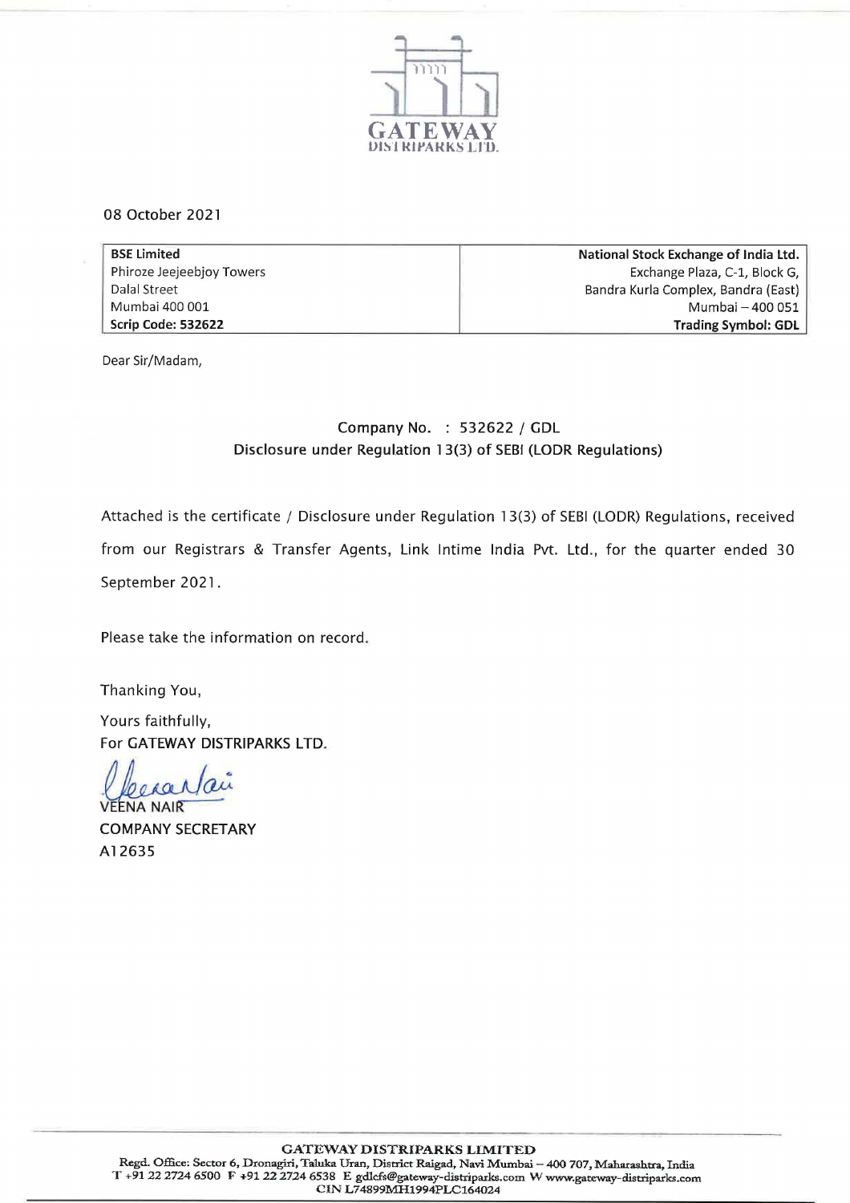GATEWAY
DISTRIPARKS LTD.

08 October 2021

| BSE Limited | National Stock Exchange of India Ltd. |
| --- | --- |
| Phiroze Jeejeebjoy Towers | Exchange Plaza, C-1, Block G, |
| Dalal Street | Bandra Kurla Complex, Bandra (East) |
| Mumbai 400 001 | Mumbai – 400 051 |
| **Scrip Code: 532622** | **Trading Symbol: GDL** |

Dear Sir/Madam,

Company No. : 532622 / GDL
Disclosure under Regulation 13(3) of SEBI (LODR Regulations)

Attached is the certificate / Disclosure under Regulation 13(3) of SEBI (LODR) Regulations, received from our Registrars & Transfer Agents, Link Intime India Pvt. Ltd., for the quarter ended 30 September 2021.

Please take the information on record.

Thanking You,

Yours faithfully,
For GATEWAY DISTRIPARKS LTD.

VEENA NAIR
COMPANY SECRETARY
A12635

**GATEWAY DISTRIPARKS LIMITED**
Regd. Office: Sector 6, Dronagiri, Taluka Uran, District Raigad, Navi Mumbai – 400 707, Maharashtra, India
T +91 22 2724 6500 F +91 22 2724 6538 E gdlcfs@gateway-distriparks.com W www.gateway-distriparks.com
CIN L74899MH1994PLC164024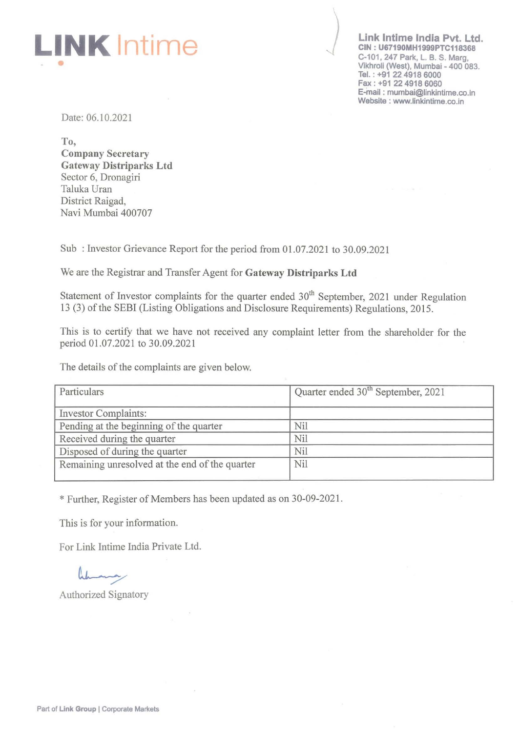**LINK Intime**

**Link Intime India Pvt. Ltd.**
**CIN : U67190MH1999PTC118368**
C-101, 247 Park, L. B. S. Marg,
Vikhroli (West), Mumbai - 400 083.
Tel. : +91 22 4918 6000
Fax : +91 22 4918 6060
E-mail : mumbai@linkintime.co.in
Website : www.linkintime.co.in

Date: 06.10.2021

To,
**Company Secretary**
**Gateway Distriparks Ltd**
Sector 6, Dronagiri
Taluka Uran
District Raigad,
Navi Mumbai 400707

Sub : Investor Grievance Report for the period from 01.07.2021 to 30.09.2021

We are the Registrar and Transfer Agent for **Gateway Distriparks Ltd**

Statement of Investor complaints for the quarter ended 30th September, 2021 under Regulation 13 (3) of the SEBI (Listing Obligations and Disclosure Requirements) Regulations, 2015.

This is to certify that we have not received any complaint letter from the shareholder for the period 01.07.2021 to 30.09.2021

The details of the complaints are given below.

| Particulars | Quarter ended 30th September, 2021 |
|---|---|
| Investor Complaints: | |
| Pending at the beginning of the quarter | Nil |
| Received during the quarter | Nil |
| Disposed of during the quarter | Nil |
| Remaining unresolved at the end of the quarter | Nil |

* Further, Register of Members has been updated as on 30-09-2021.

This is for your information.

For Link Intime India Private Ltd.

Authorized Signatory

Part of **Link Group** | Corporate Markets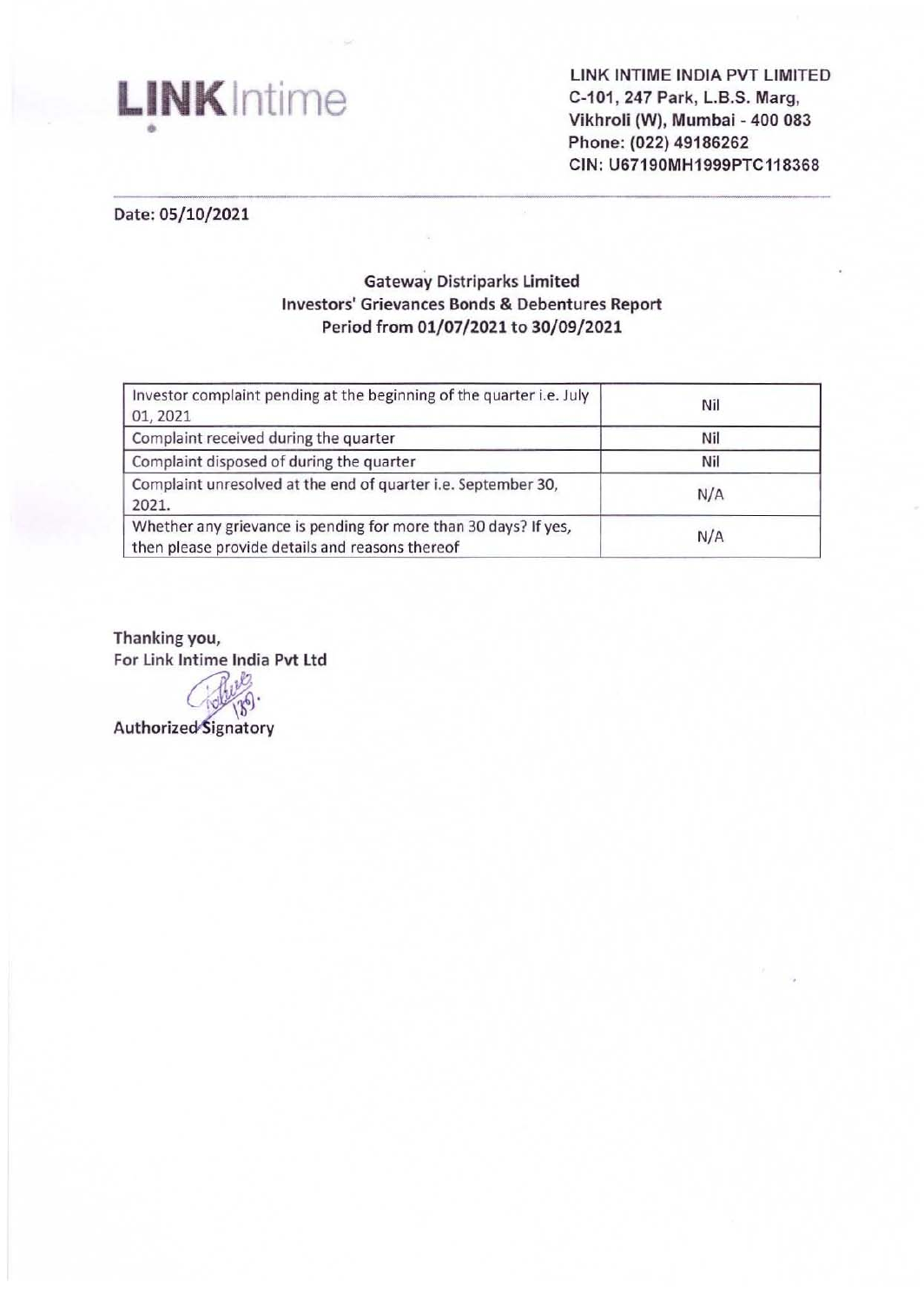**LINK**Intime

LINK INTIME INDIA PVT LIMITED
C-101, 247 Park, L.B.S. Marg,
Vikhroli (W), Mumbai - 400 083
Phone: (022) 49186262
CIN: U67190MH1999PTC118368

Date: 05/10/2021

**Gateway Distriparks Limited**
**Investors' Grievances Bonds & Debentures Report**
**Period from 01/07/2021 to 30/09/2021**

| | |
|---|---|
| Investor complaint pending at the beginning of the quarter i.e. July 01, 2021 | Nil |
| Complaint received during the quarter | Nil |
| Complaint disposed of during the quarter | Nil |
| Complaint unresolved at the end of quarter i.e. September 30, 2021. | N/A |
| Whether any grievance is pending for more than 30 days? If yes, then please provide details and reasons thereof | N/A |

**Thanking you,**
**For Link Intime India Pvt Ltd**

**Authorized Signatory**